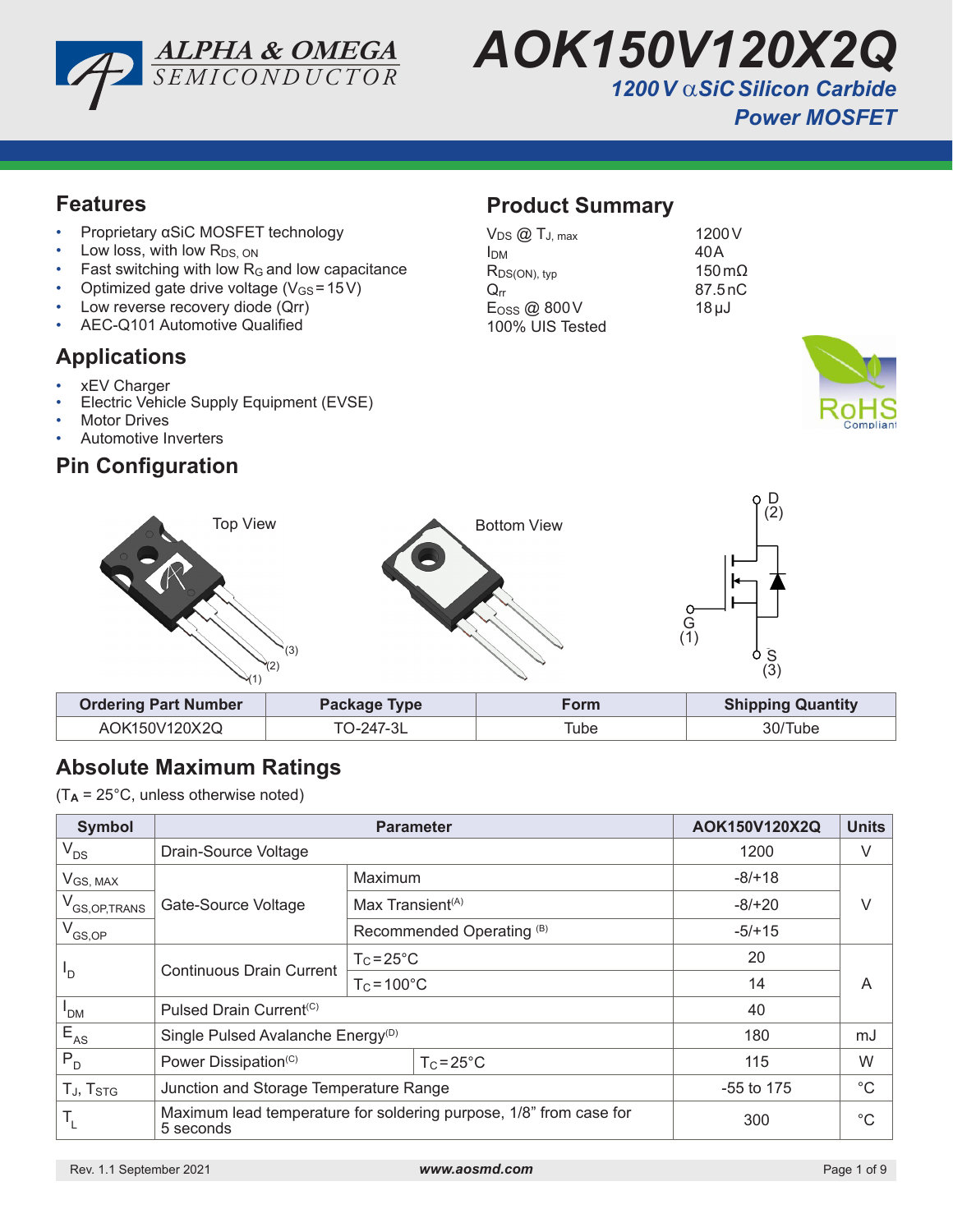# AOK150V120X2Q

## 1200 V αSiC Silicon Carbide Power MOSFET

## Features

- Proprietary αSiC MOSFET technology
- Low loss, with low $R_{DS,\ ON}$
- Fast switching with low $R_G$ and low capacitance
- Optimized gate drive voltage ($V_{GS}$ = 15 V)
- Low reverse recovery diode (Qrr)
- AEC-Q101 Automotive Qualified

## Product Summary

| | |
|---|---|
| $V_{DS}$ @ $T_{J,\ max}$ | 1200 V |
| $I_{DM}$ | 40 A |
| $R_{DS(ON),\ typ}$ | 150 mΩ |
| $Q_{rr}$ | 87.5 nC |
| $E_{OSS}$ @ 800 V | 18 µJ |
| 100% UIS Tested | |

## Applications

- xEV Charger
- Electric Vehicle Supply Equipment (EVSE)
- Motor Drives
- Automotive Inverters

## Pin Configuration

Top View (1) (2) (3)

Bottom View

D (2), G (1), S (3)

| Ordering Part Number | Package Type | Form | Shipping Quantity |
|---|---|---|---|
| AOK150V120X2Q | TO-247-3L | Tube | 30/Tube |

## Absolute Maximum Ratings

($T_A$ = 25°C, unless otherwise noted)

| Symbol | Parameter | | AOK150V120X2Q | Units |
|---|---|---|---|---|
| $V_{DS}$ | Drain-Source Voltage | | 1200 | V |
| $V_{GS,\ MAX}$ | Gate-Source Voltage | Maximum | -8/+18 | V |
| $V_{GS,OP,TRANS}$ | | Max Transient(A) | -8/+20 | |
| $V_{GS,OP}$ | | Recommended Operating (B) | -5/+15 | |
| $I_D$ | Continuous Drain Current | $T_C$ = 25°C | 20 | A |
| | | $T_C$ = 100°C | 14 | |
| $I_{DM}$ | Pulsed Drain Current(C) | | 40 | |
| $E_{AS}$ | Single Pulsed Avalanche Energy(D) | | 180 | mJ |
| $P_D$ | Power Dissipation(C) | $T_C$ = 25°C | 115 | W |
| $T_J$, $T_{STG}$ | Junction and Storage Temperature Range | | -55 to 175 | °C |
| $T_L$ | Maximum lead temperature for soldering purpose, 1/8" from case for 5 seconds | | 300 | °C |

Rev. 1.1 September 2021 www.aosmd.com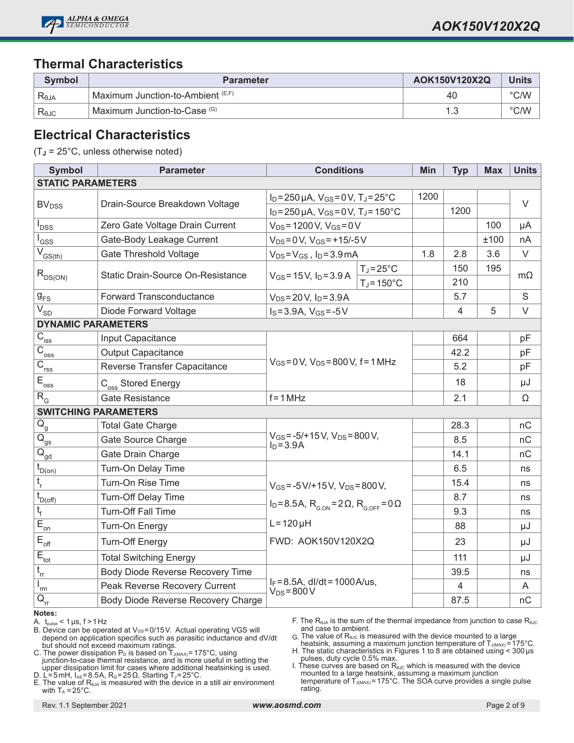## Thermal Characteristics

| Symbol | Parameter | AOK150V120X2Q | Units |
|---|---|---|---|
| $R_{\theta JA}$ | Maximum Junction-to-Ambient (E,F) | 40 | °C/W |
| $R_{\theta JC}$ | Maximum Junction-to-Case (G) | 1.3 | °C/W |

## Electrical Characteristics

($T_J$ = 25°C, unless otherwise noted)

| Symbol | Parameter | Conditions | | Min | Typ | Max | Units |
|---|---|---|---|---|---|---|---|
| **STATIC PARAMETERS** | | | | | | | |
| $BV_{DSS}$ | Drain-Source Breakdown Voltage | $I_D$=250µA, $V_{GS}$=0V, $T_J$=25°C | | 1200 | | | V |
| | | $I_D$=250µA, $V_{GS}$=0V, $T_J$=150°C | | | 1200 | | |
| $I_{DSS}$ | Zero Gate Voltage Drain Current | $V_{DS}$=1200V, $V_{GS}$=0V | | | | 100 | µA |
| $I_{GSS}$ | Gate-Body Leakage Current | $V_{DS}$=0V, $V_{GS}$=+15/-5V | | | | ±100 | nA |
| $V_{GS(th)}$ | Gate Threshold Voltage | $V_{DS}$=$V_{GS}$, $I_D$=3.9mA | | 1.8 | 2.8 | 3.6 | V |
| $R_{DS(ON)}$ | Static Drain-Source On-Resistance | $V_{GS}$=15V, $I_D$=3.9A | $T_J$=25°C | | 150 | 195 | mΩ |
| | | | $T_J$=150°C | | 210 | | |
| $g_{FS}$ | Forward Transconductance | $V_{DS}$=20V, $I_D$=3.9A | | | 5.7 | | S |
| $V_{SD}$ | Diode Forward Voltage | $I_S$=3.9A, $V_{GS}$=-5V | | | 4 | 5 | V |
| **DYNAMIC PARAMETERS** | | | | | | | |
| $C_{iss}$ | Input Capacitance | $V_{GS}$=0V, $V_{DS}$=800V, f=1MHz | | | 664 | | pF |
| $C_{oss}$ | Output Capacitance | | | | 42.2 | | pF |
| $C_{rss}$ | Reverse Transfer Capacitance | | | | 5.2 | | pF |
| $E_{oss}$ | $C_{oss}$ Stored Energy | | | | 18 | | µJ |
| $R_G$ | Gate Resistance | f=1MHz | | | 2.1 | | Ω |
| **SWITCHING PARAMETERS** | | | | | | | |
| $Q_g$ | Total Gate Charge | $V_{GS}$=-5/+15V, $V_{DS}$=800V, $I_D$=3.9A | | | 28.3 | | nC |
| $Q_{gs}$ | Gate Source Charge | | | | 8.5 | | nC |
| $Q_{gd}$ | Gate Drain Charge | | | | 14.1 | | nC |
| $t_{D(on)}$ | Turn-On Delay Time | $V_{GS}$=-5V/+15V, $V_{DS}$=800V, $I_D$=8.5A, $R_{G,ON}$=2Ω, $R_{G,OFF}$=0Ω, L=120µH, FWD: AOK150V120X2Q | | | 6.5 | | ns |
| $t_r$ | Turn-On Rise Time | | | | 15.4 | | ns |
| $t_{D(off)}$ | Turn-Off Delay Time | | | | 8.7 | | ns |
| $t_f$ | Turn-Off Fall Time | | | | 9.3 | | ns |
| $E_{on}$ | Turn-On Energy | | | | 88 | | µJ |
| $E_{off}$ | Turn-Off Energy | | | | 23 | | µJ |
| $E_{tot}$ | Total Switching Energy | | | | 111 | | µJ |
| $t_{rr}$ | Body Diode Reverse Recovery Time | $I_F$=8.5A, dI/dt=1000A/us, $V_{DS}$=800V | | | 39.5 | | ns |
| $I_{rm}$ | Peak Reverse Recovery Current | | | | 4 | | A |
| $Q_{rr}$ | Body Diode Reverse Recovery Charge | | | | 87.5 | | nC |

**Notes:**

A. $t_{pulse}$ < 1µs, f > 1Hz
B. Device can be operated at $V_{GS}$=0/15V. Actual operating VGS will depend on application specifics such as parasitic inductance and dV/dt but should not exceed maximum ratings.
C. The power dissipation $P_D$ is based on $T_{J(MAX)}$=175°C, using junction-to-case thermal resistance, and is more useful in setting the upper dissipation limit for cases where additional heatsinking is used.
D. L=5mH, $I_{AS}$=8.5A, $R_G$=25Ω, Starting $T_J$=25°C.
E. The value of $R_{\theta JA}$ is measured with the device in a still air environment with $T_A$ =25°C.
F. The $R_{\theta JA}$ is the sum of the thermal impedance from junction to case $R_{\theta JC}$ and case to ambient.
G. The value of $R_{\theta JC}$ is measured with the device mounted to a large heatsink, assuming a maximum junction temperature of $T_{J(MAX)}$=175°C.
H. The static characteristics in Figures 1 to 8 are obtained using < 300µs pulses, duty cycle 0.5% max.
I. These curves are based on $R_{\theta JC}$ which is measured with the device mounted to a large heatsink, assuming a maximum junction temperature of $T_{J(MAX)}$=175°C. The SOA curve provides a single pulse rating.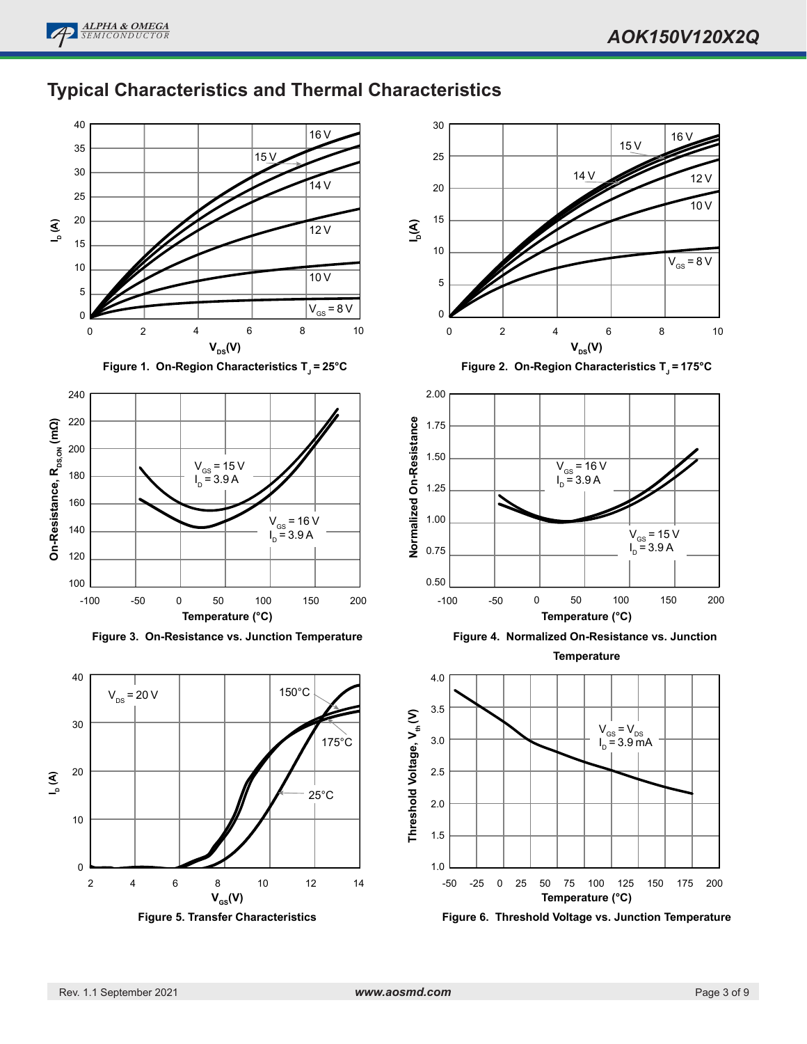## Typical Characteristics and Thermal Characteristics

Figure 1. On-Region Characteristics $T_J = 25°C$

Figure 2. On-Region Characteristics $T_J = 175°C$

Figure 3. On-Resistance vs. Junction Temperature

Figure 4. Normalized On-Resistance vs. Junction Temperature

Figure 5. Transfer Characteristics

Figure 6. Threshold Voltage vs. Junction Temperature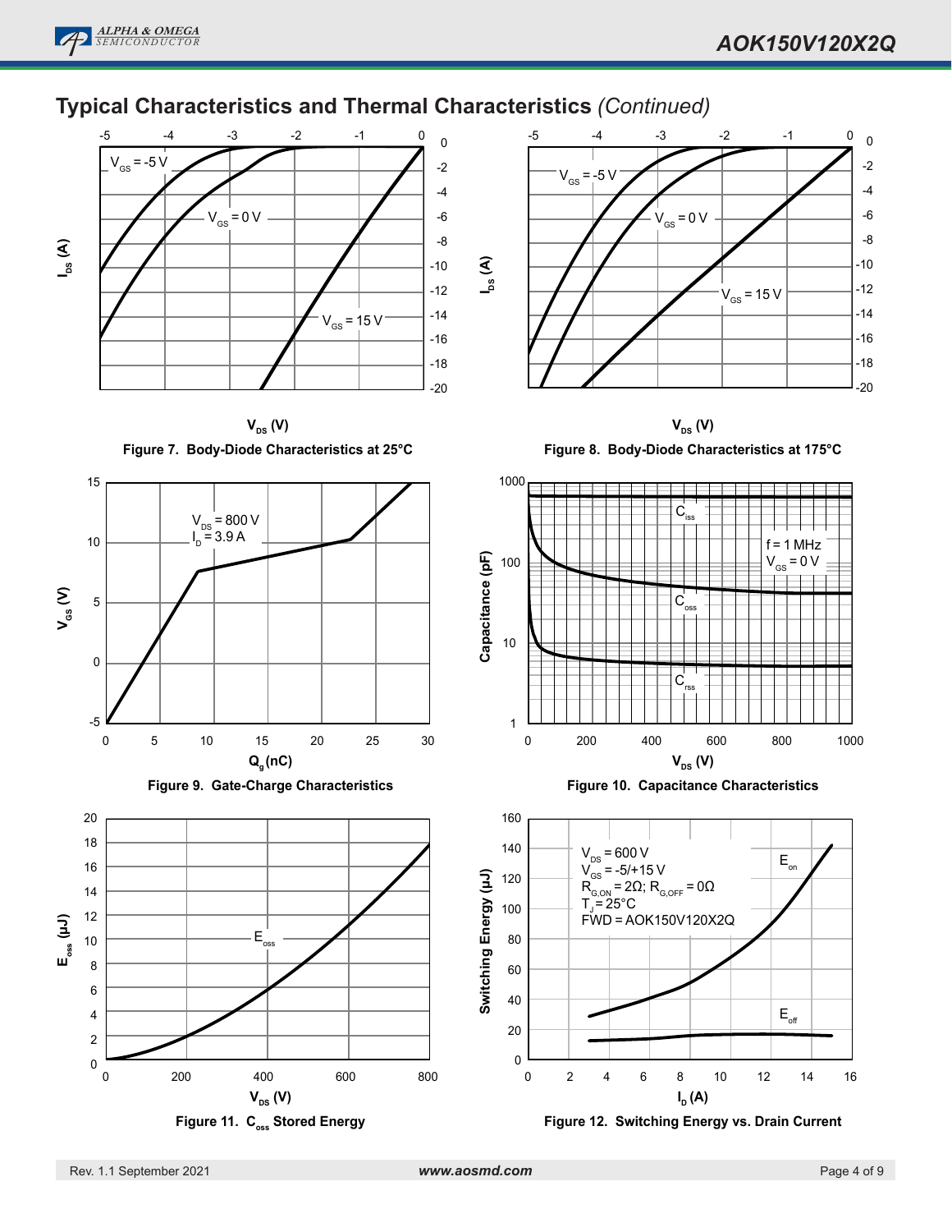## Typical Characteristics and Thermal Characteristics *(Continued)*

Figure 7. Body-Diode Characteristics at 25°C

Figure 8. Body-Diode Characteristics at 175°C

Figure 9. Gate-Charge Characteristics

Figure 10. Capacitance Characteristics

Figure 11. $C_{oss}$ Stored Energy

Figure 12. Switching Energy vs. Drain Current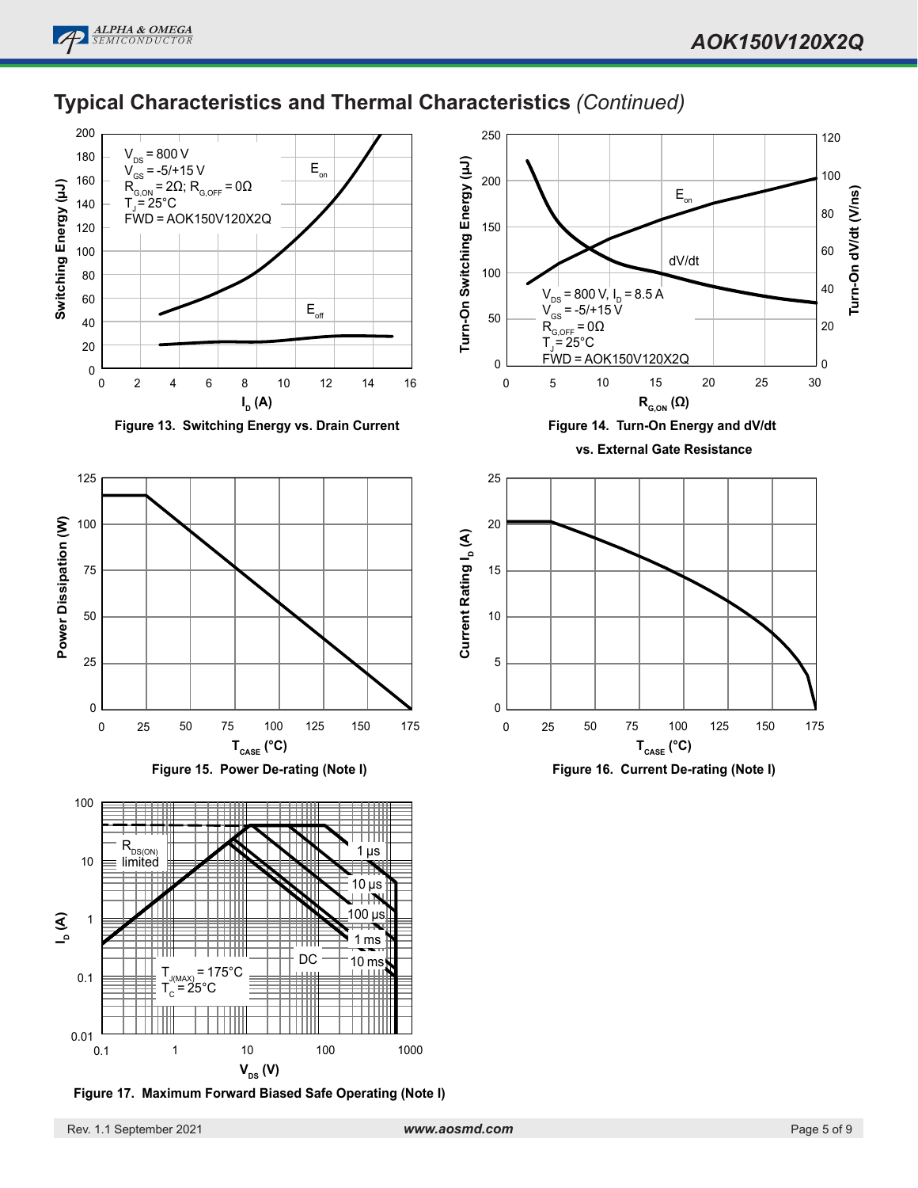## Typical Characteristics and Thermal Characteristics *(Continued)*

Figure 13. Switching Energy vs. Drain Current

Figure 14. Turn-On Energy and dV/dt vs. External Gate Resistance

Figure 15. Power De-rating (Note I)

Figure 16. Current De-rating (Note I)

Figure 17. Maximum Forward Biased Safe Operating (Note I)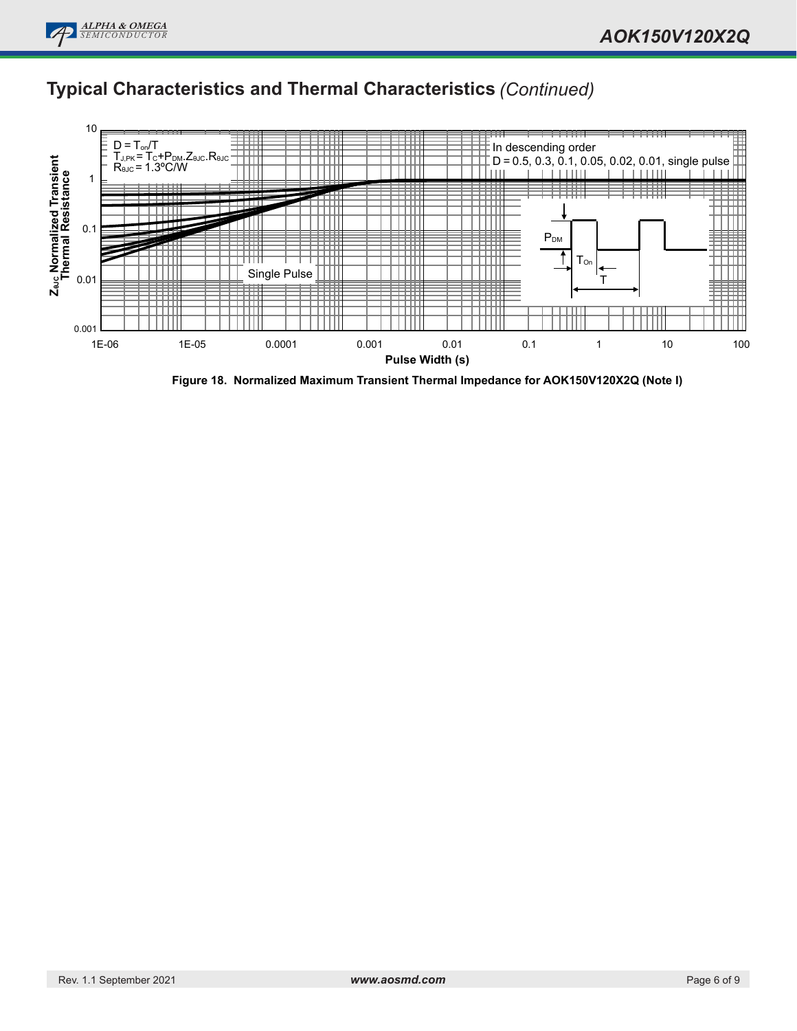## Typical Characteristics and Thermal Characteristics *(Continued)*

Figure 18. Normalized Maximum Transient Thermal Impedance for AOK150V120X2Q (Note I)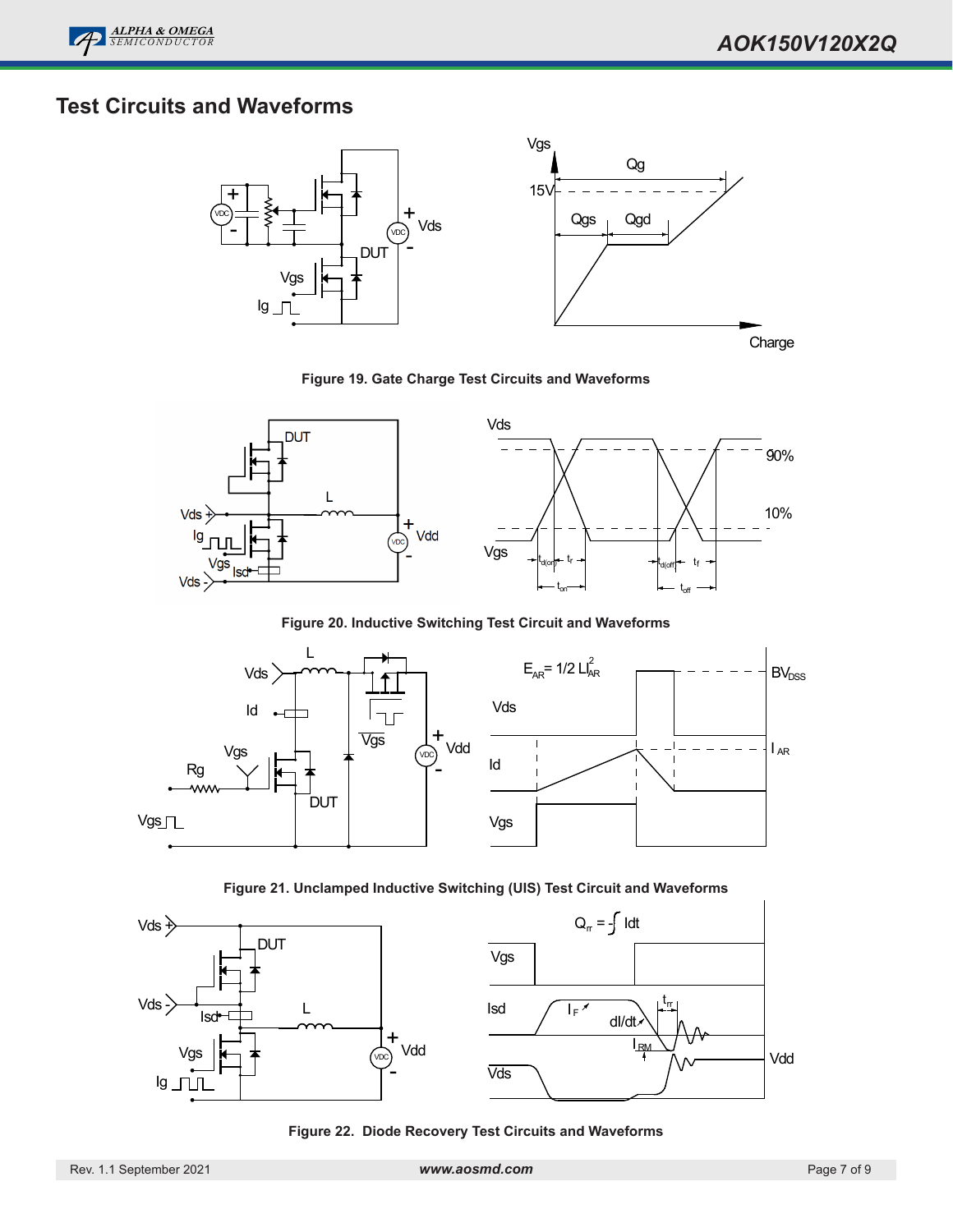## Test Circuits and Waveforms

Figure 19. Gate Charge Test Circuits and Waveforms

Figure 20. Inductive Switching Test Circuit and Waveforms

Figure 21. Unclamped Inductive Switching (UIS) Test Circuit and Waveforms

Figure 22. Diode Recovery Test Circuits and Waveforms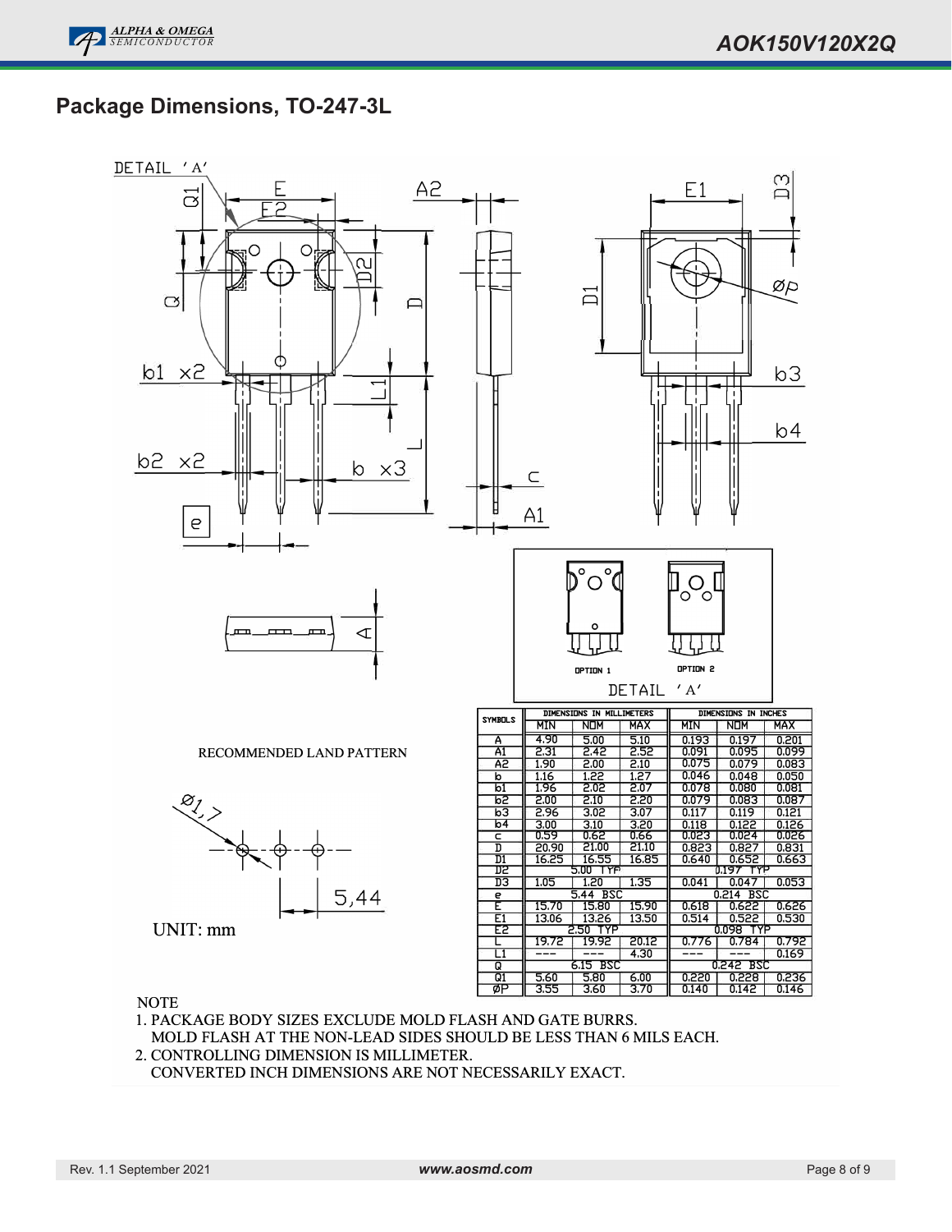## Package Dimensions, TO-247-3L

RECOMMENDED LAND PATTERN

UNIT: mm

| SYMBOLS | DIMENSIONS IN MILLIMETERS | | | DIMENSIONS IN INCHES | | |
|---|---|---|---|---|---|---|
| | MIN | NOM | MAX | MIN | NOM | MAX |
| A | 4.90 | 5.00 | 5.10 | 0.193 | 0.197 | 0.201 |
| A1 | 2.31 | 2.42 | 2.52 | 0.091 | 0.095 | 0.099 |
| A2 | 1.90 | 2.00 | 2.10 | 0.075 | 0.079 | 0.083 |
| b | 1.16 | 1.22 | 1.27 | 0.046 | 0.048 | 0.050 |
| b1 | 1.96 | 2.02 | 2.07 | 0.078 | 0.080 | 0.081 |
| b2 | 2.00 | 2.10 | 2.20 | 0.079 | 0.083 | 0.087 |
| b3 | 2.96 | 3.02 | 3.07 | 0.117 | 0.119 | 0.121 |
| b4 | 3.00 | 3.10 | 3.20 | 0.118 | 0.122 | 0.126 |
| c | 0.59 | 0.62 | 0.66 | 0.023 | 0.024 | 0.026 |
| D | 20.90 | 21.00 | 21.10 | 0.823 | 0.827 | 0.831 |
| D1 | 16.25 | 16.55 | 16.85 | 0.640 | 0.652 | 0.663 |
| D2 | | 5.00 TYP | | | 0.197 TYP | |
| D3 | 1.05 | 1.20 | 1.35 | 0.041 | 0.047 | 0.053 |
| e | | 5.44 BSC | | | 0.214 BSC | |
| E | 15.70 | 15.80 | 15.90 | 0.618 | 0.622 | 0.626 |
| E1 | 13.06 | 13.26 | 13.50 | 0.514 | 0.522 | 0.530 |
| E2 | | 2.50 TYP | | | 0.098 TYP | |
| L | 19.72 | 19.92 | 20.12 | 0.776 | 0.784 | 0.792 |
| L1 | --- | --- | 4.30 | --- | --- | 0.169 |
| Q | | 6.15 BSC | | | 0.242 BSC | |
| Q1 | 5.60 | 5.80 | 6.00 | 0.220 | 0.228 | 0.236 |
| ØP | 3.55 | 3.60 | 3.70 | 0.140 | 0.142 | 0.146 |

NOTE
1. PACKAGE BODY SIZES EXCLUDE MOLD FLASH AND GATE BURRS.
   MOLD FLASH AT THE NON-LEAD SIDES SHOULD BE LESS THAN 6 MILS EACH.
2. CONTROLLING DIMENSION IS MILLIMETER.
   CONVERTED INCH DIMENSIONS ARE NOT NECESSARILY EXACT.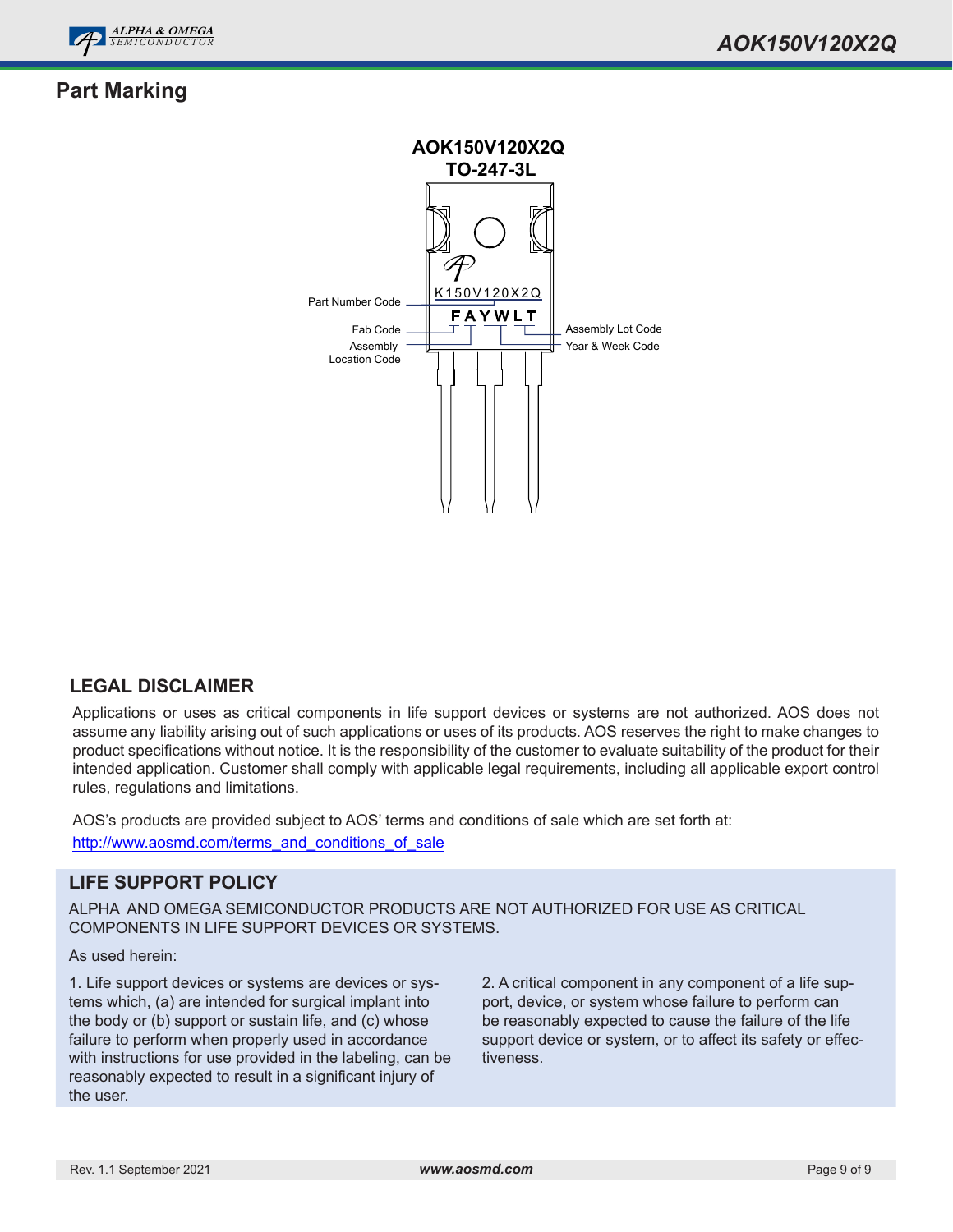## Part Marking

AOK150V120X2Q
TO-247-3L

K150V120X2Q
FAYWLT

Part Number Code
Fab Code
Assembly Location Code
Assembly Lot Code
Year & Week Code

## LEGAL DISCLAIMER

Applications or uses as critical components in life support devices or systems are not authorized. AOS does not assume any liability arising out of such applications or uses of its products. AOS reserves the right to make changes to product specifications without notice. It is the responsibility of the customer to evaluate suitability of the product for their intended application. Customer shall comply with applicable legal requirements, including all applicable export control rules, regulations and limitations.

AOS's products are provided subject to AOS' terms and conditions of sale which are set forth at:
http://www.aosmd.com/terms_and_conditions_of_sale

## LIFE SUPPORT POLICY

ALPHA AND OMEGA SEMICONDUCTOR PRODUCTS ARE NOT AUTHORIZED FOR USE AS CRITICAL COMPONENTS IN LIFE SUPPORT DEVICES OR SYSTEMS.

As used herein:

1. Life support devices or systems are devices or systems which, (a) are intended for surgical implant into the body or (b) support or sustain life, and (c) whose failure to perform when properly used in accordance with instructions for use provided in the labeling, can be reasonably expected to result in a significant injury of the user.

2. A critical component in any component of a life support, device, or system whose failure to perform can be reasonably expected to cause the failure of the life support device or system, or to affect its safety or effectiveness.